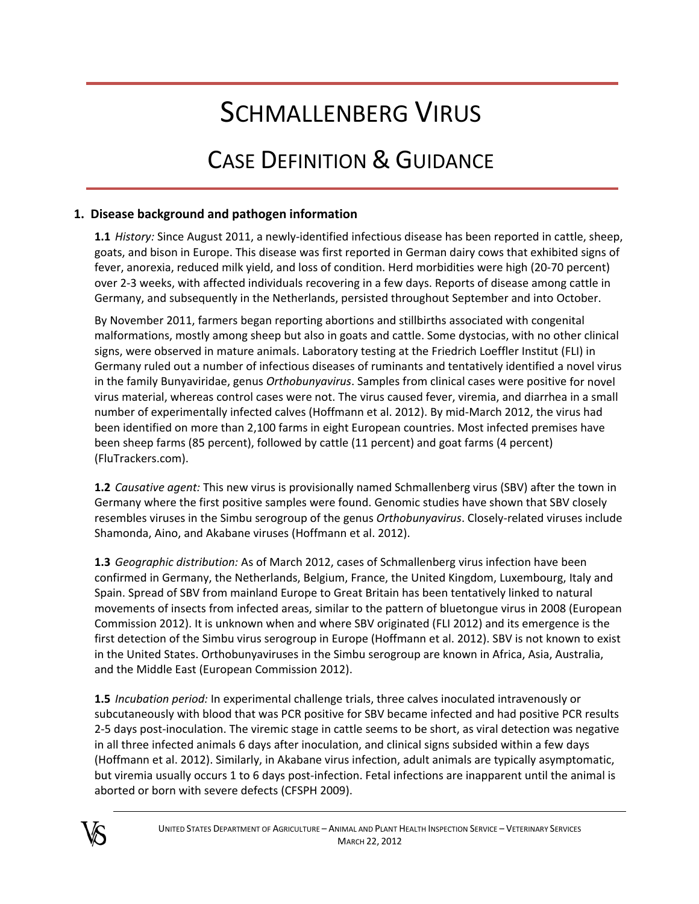# Schmallenberg Virus

## Case Definition & Guidance

### 1. Disease background and pathogen information

**1.1** *History:* Since August 2011, a newly-identified infectious disease has been reported in cattle, sheep, goats, and bison in Europe. This disease was first reported in German dairy cows that exhibited signs of fever, anorexia, reduced milk yield, and loss of condition. Herd morbidities were high (20-70 percent) over 2-3 weeks, with affected individuals recovering in a few days. Reports of disease among cattle in Germany, and subsequently in the Netherlands, persisted throughout September and into October.

By November 2011, farmers began reporting abortions and stillbirths associated with congenital malformations, mostly among sheep but also in goats and cattle. Some dystocias, with no other clinical signs, were observed in mature animals. Laboratory testing at the Friedrich Loeffler Institut (FLI) in Germany ruled out a number of infectious diseases of ruminants and tentatively identified a novel virus in the family Bunyaviridae, genus *Orthobunyavirus*. Samples from clinical cases were positive for novel virus material, whereas control cases were not. The virus caused fever, viremia, and diarrhea in a small number of experimentally infected calves (Hoffmann et al. 2012). By mid-March 2012, the virus had been identified on more than 2,100 farms in eight European countries. Most infected premises have been sheep farms (85 percent), followed by cattle (11 percent) and goat farms (4 percent) (FluTrackers.com).

**1.2** *Causative agent:* This new virus is provisionally named Schmallenberg virus (SBV) after the town in Germany where the first positive samples were found. Genomic studies have shown that SBV closely resembles viruses in the Simbu serogroup of the genus *Orthobunyavirus*. Closely-related viruses include Shamonda, Aino, and Akabane viruses (Hoffmann et al. 2012).

**1.3** *Geographic distribution:* As of March 2012, cases of Schmallenberg virus infection have been confirmed in Germany, the Netherlands, Belgium, France, the United Kingdom, Luxembourg, Italy and Spain. Spread of SBV from mainland Europe to Great Britain has been tentatively linked to natural movements of insects from infected areas, similar to the pattern of bluetongue virus in 2008 (European Commission 2012). It is unknown when and where SBV originated (FLI 2012) and its emergence is the first detection of the Simbu virus serogroup in Europe (Hoffmann et al. 2012). SBV is not known to exist in the United States. Orthobunyaviruses in the Simbu serogroup are known in Africa, Asia, Australia, and the Middle East (European Commission 2012).

**1.5** *Incubation period:* In experimental challenge trials, three calves inoculated intravenously or subcutaneously with blood that was PCR positive for SBV became infected and had positive PCR results 2-5 days post-inoculation. The viremic stage in cattle seems to be short, as viral detection was negative in all three infected animals 6 days after inoculation, and clinical signs subsided within a few days (Hoffmann et al. 2012). Similarly, in Akabane virus infection, adult animals are typically asymptomatic, but viremia usually occurs 1 to 6 days post-infection. Fetal infections are inapparent until the animal is aborted or born with severe defects (CFSPH 2009).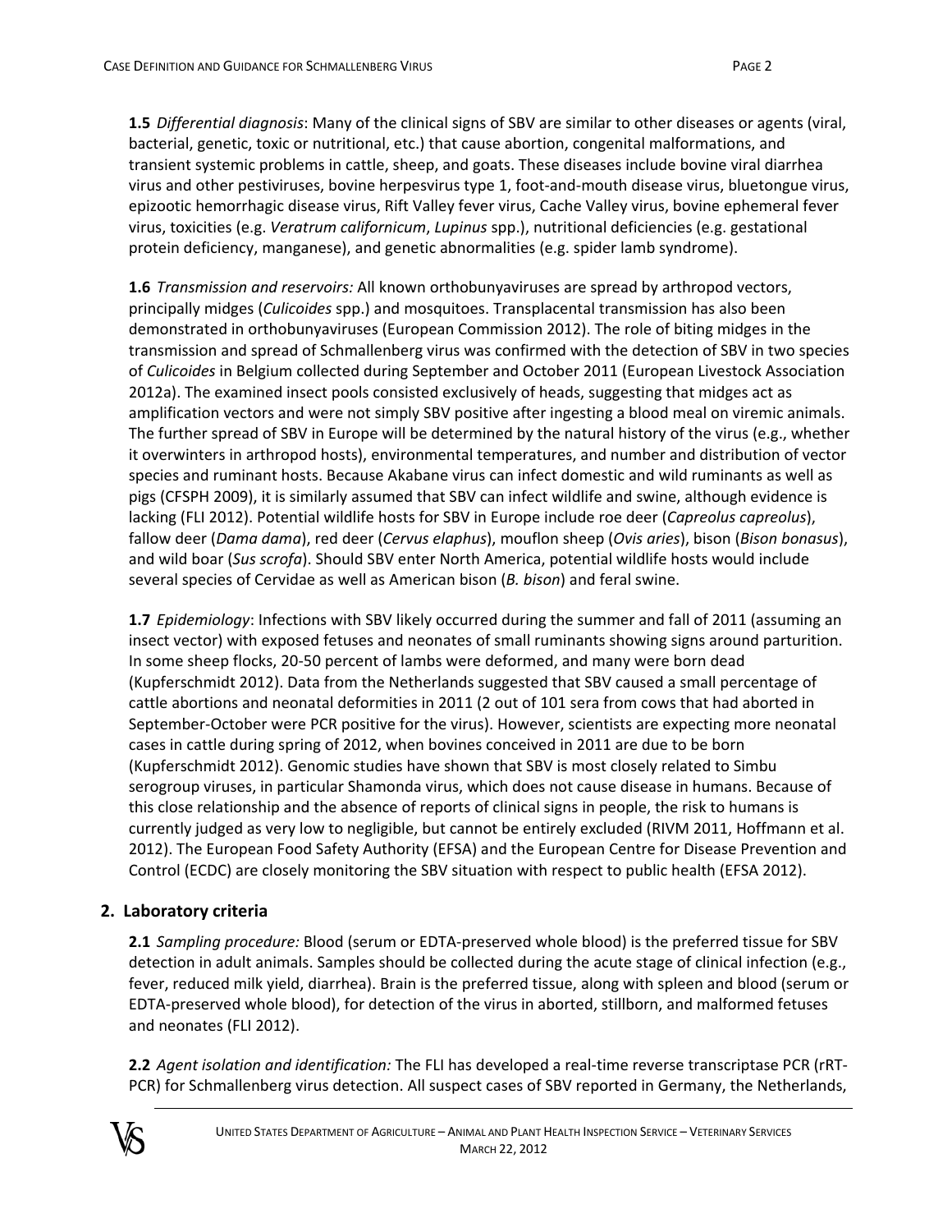**1.5** *Differential diagnosis*: Many of the clinical signs of SBV are similar to other diseases or agents (viral, bacterial, genetic, toxic or nutritional, etc.) that cause abortion, congenital malformations, and transient systemic problems in cattle, sheep, and goats. These diseases include bovine viral diarrhea virus and other pestiviruses, bovine herpesvirus type 1, foot-and-mouth disease virus, bluetongue virus, epizootic hemorrhagic disease virus, Rift Valley fever virus, Cache Valley virus, bovine ephemeral fever virus, toxicities (e.g. *Veratrum californicum*, *Lupinus* spp.), nutritional deficiencies (e.g. gestational protein deficiency, manganese), and genetic abnormalities (e.g. spider lamb syndrome).

**1.6** *Transmission and reservoirs:* All known orthobunyaviruses are spread by arthropod vectors, principally midges (*Culicoides* spp.) and mosquitoes. Transplacental transmission has also been demonstrated in orthobunyaviruses (European Commission 2012). The role of biting midges in the transmission and spread of Schmallenberg virus was confirmed with the detection of SBV in two species of *Culicoides* in Belgium collected during September and October 2011 (European Livestock Association 2012a). The examined insect pools consisted exclusively of heads, suggesting that midges act as amplification vectors and were not simply SBV positive after ingesting a blood meal on viremic animals. The further spread of SBV in Europe will be determined by the natural history of the virus (e.g., whether it overwinters in arthropod hosts), environmental temperatures, and number and distribution of vector species and ruminant hosts. Because Akabane virus can infect domestic and wild ruminants as well as pigs (CFSPH 2009), it is similarly assumed that SBV can infect wildlife and swine, although evidence is lacking (FLI 2012). Potential wildlife hosts for SBV in Europe include roe deer (*Capreolus capreolus*), fallow deer (*Dama dama*), red deer (*Cervus elaphus*), mouflon sheep (*Ovis aries*), bison (*Bison bonasus*), and wild boar (*Sus scrofa*). Should SBV enter North America, potential wildlife hosts would include several species of Cervidae as well as American bison (*B. bison*) and feral swine.

**1.7** *Epidemiology*: Infections with SBV likely occurred during the summer and fall of 2011 (assuming an insect vector) with exposed fetuses and neonates of small ruminants showing signs around parturition. In some sheep flocks, 20-50 percent of lambs were deformed, and many were born dead (Kupferschmidt 2012). Data from the Netherlands suggested that SBV caused a small percentage of cattle abortions and neonatal deformities in 2011 (2 out of 101 sera from cows that had aborted in September-October were PCR positive for the virus). However, scientists are expecting more neonatal cases in cattle during spring of 2012, when bovines conceived in 2011 are due to be born (Kupferschmidt 2012). Genomic studies have shown that SBV is most closely related to Simbu serogroup viruses, in particular Shamonda virus, which does not cause disease in humans. Because of this close relationship and the absence of reports of clinical signs in people, the risk to humans is currently judged as very low to negligible, but cannot be entirely excluded (RIVM 2011, Hoffmann et al. 2012). The European Food Safety Authority (EFSA) and the European Centre for Disease Prevention and Control (ECDC) are closely monitoring the SBV situation with respect to public health (EFSA 2012).

## 2. Laboratory criteria

**2.1** *Sampling procedure:* Blood (serum or EDTA-preserved whole blood) is the preferred tissue for SBV detection in adult animals. Samples should be collected during the acute stage of clinical infection (e.g., fever, reduced milk yield, diarrhea). Brain is the preferred tissue, along with spleen and blood (serum or EDTA-preserved whole blood), for detection of the virus in aborted, stillborn, and malformed fetuses and neonates (FLI 2012).

**2.2** *Agent isolation and identification:* The FLI has developed a real-time reverse transcriptase PCR (rRT-PCR) for Schmallenberg virus detection. All suspect cases of SBV reported in Germany, the Netherlands,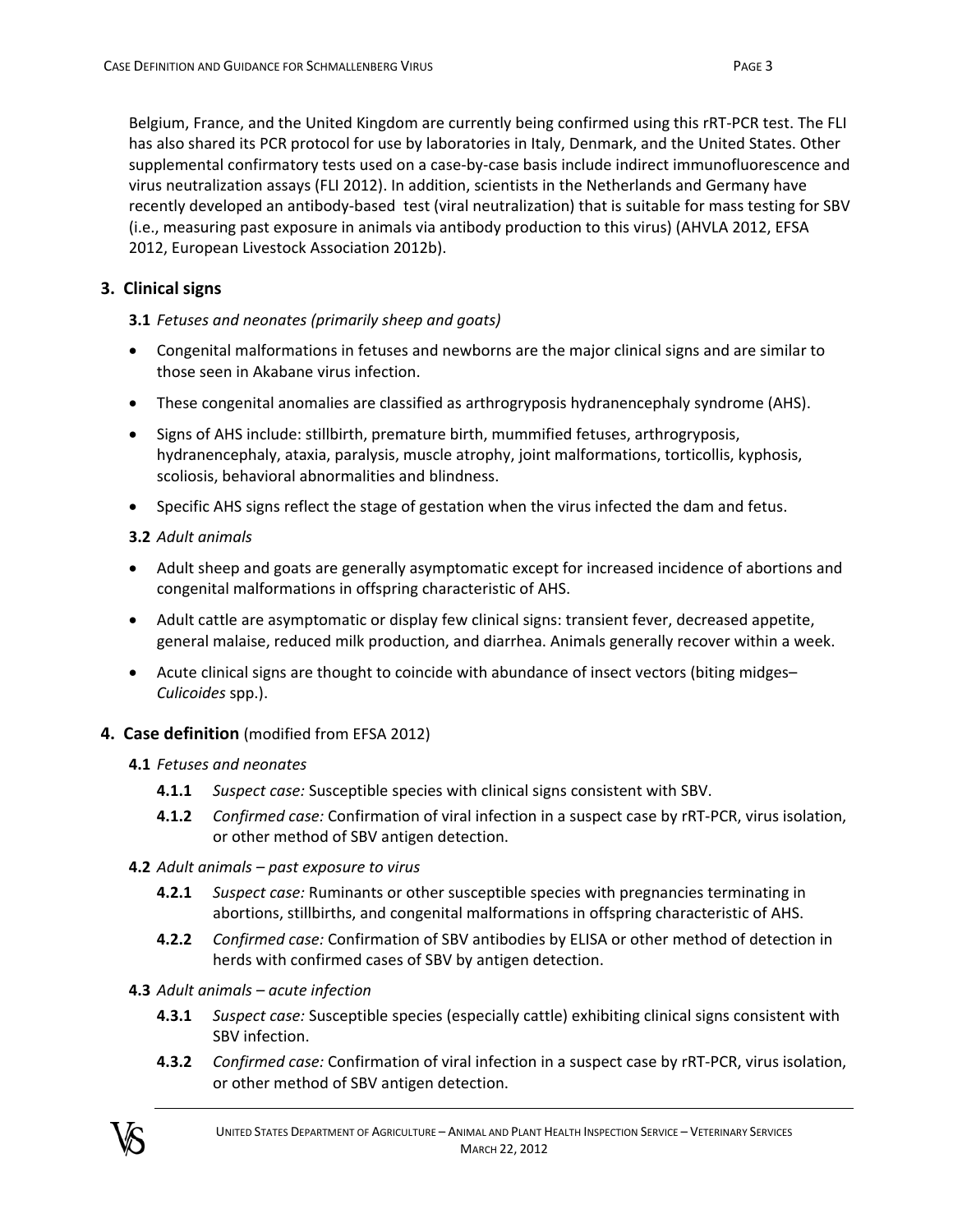Belgium, France, and the United Kingdom are currently being confirmed using this rRT-PCR test. The FLI has also shared its PCR protocol for use by laboratories in Italy, Denmark, and the United States. Other supplemental confirmatory tests used on a case-by-case basis include indirect immunofluorescence and virus neutralization assays (FLI 2012). In addition, scientists in the Netherlands and Germany have recently developed an antibody-based test (viral neutralization) that is suitable for mass testing for SBV (i.e., measuring past exposure in animals via antibody production to this virus) (AHVLA 2012, EFSA 2012, European Livestock Association 2012b).

## 3. Clinical signs

**3.1** *Fetuses and neonates (primarily sheep and goats)*

- Congenital malformations in fetuses and newborns are the major clinical signs and are similar to those seen in Akabane virus infection.
- These congenital anomalies are classified as arthrogryposis hydranencephaly syndrome (AHS).
- Signs of AHS include: stillbirth, premature birth, mummified fetuses, arthrogryposis, hydranencephaly, ataxia, paralysis, muscle atrophy, joint malformations, torticollis, kyphosis, scoliosis, behavioral abnormalities and blindness.
- Specific AHS signs reflect the stage of gestation when the virus infected the dam and fetus.

**3.2** *Adult animals*

- Adult sheep and goats are generally asymptomatic except for increased incidence of abortions and congenital malformations in offspring characteristic of AHS.
- Adult cattle are asymptomatic or display few clinical signs: transient fever, decreased appetite, general malaise, reduced milk production, and diarrhea. Animals generally recover within a week.
- Acute clinical signs are thought to coincide with abundance of insect vectors (biting midges–*Culicoides* spp.).

## 4. Case definition (modified from EFSA 2012)

**4.1** *Fetuses and neonates*

**4.1.1** *Suspect case:* Susceptible species with clinical signs consistent with SBV.

**4.1.2** *Confirmed case:* Confirmation of viral infection in a suspect case by rRT-PCR, virus isolation, or other method of SBV antigen detection.

**4.2** *Adult animals – past exposure to virus*

**4.2.1** *Suspect case:* Ruminants or other susceptible species with pregnancies terminating in abortions, stillbirths, and congenital malformations in offspring characteristic of AHS.

**4.2.2** *Confirmed case:* Confirmation of SBV antibodies by ELISA or other method of detection in herds with confirmed cases of SBV by antigen detection.

**4.3** *Adult animals – acute infection*

**4.3.1** *Suspect case:* Susceptible species (especially cattle) exhibiting clinical signs consistent with SBV infection.

**4.3.2** *Confirmed case:* Confirmation of viral infection in a suspect case by rRT-PCR, virus isolation, or other method of SBV antigen detection.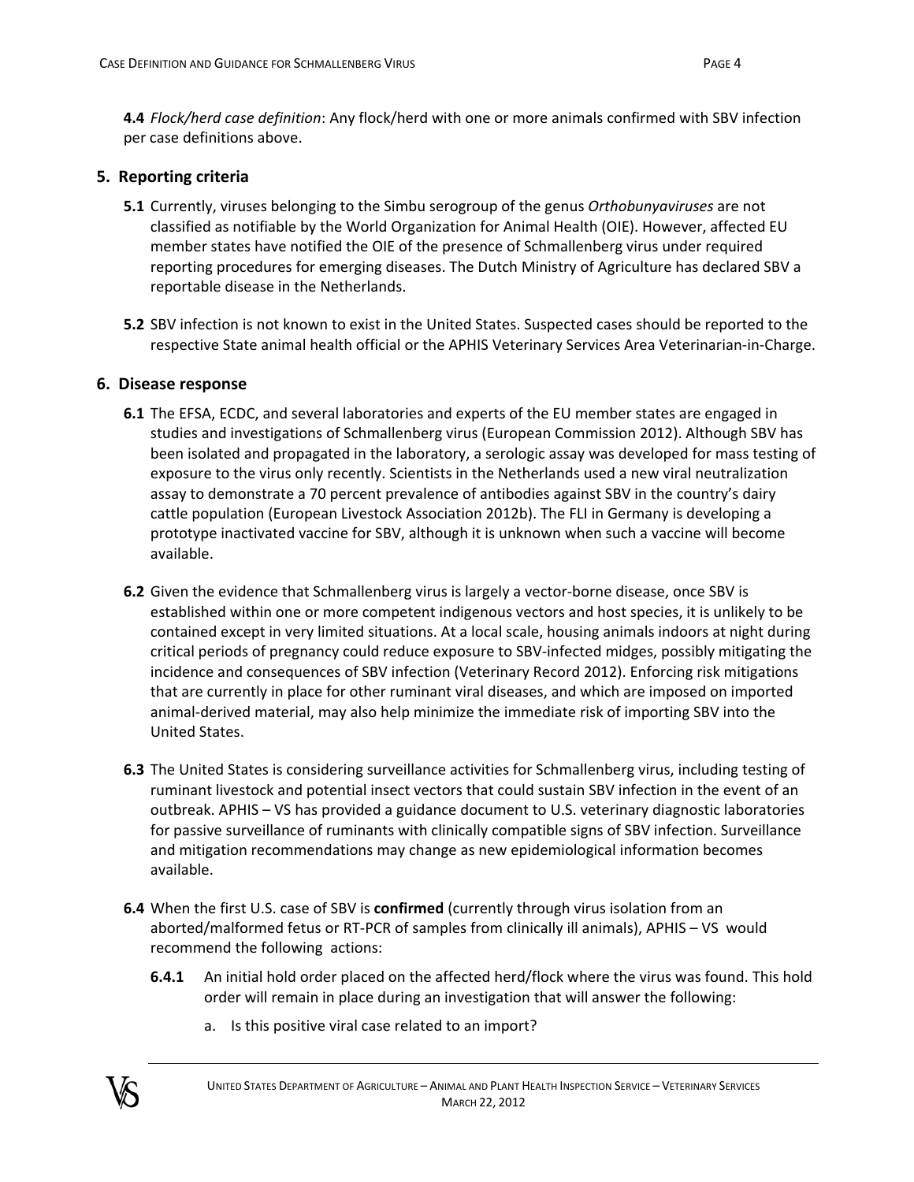**4.4** *Flock/herd case definition*: Any flock/herd with one or more animals confirmed with SBV infection per case definitions above.

## 5. Reporting criteria

**5.1** Currently, viruses belonging to the Simbu serogroup of the genus *Orthobunyaviruses* are not classified as notifiable by the World Organization for Animal Health (OIE). However, affected EU member states have notified the OIE of the presence of Schmallenberg virus under required reporting procedures for emerging diseases. The Dutch Ministry of Agriculture has declared SBV a reportable disease in the Netherlands.

**5.2** SBV infection is not known to exist in the United States. Suspected cases should be reported to the respective State animal health official or the APHIS Veterinary Services Area Veterinarian-in-Charge.

## 6. Disease response

**6.1** The EFSA, ECDC, and several laboratories and experts of the EU member states are engaged in studies and investigations of Schmallenberg virus (European Commission 2012). Although SBV has been isolated and propagated in the laboratory, a serologic assay was developed for mass testing of exposure to the virus only recently. Scientists in the Netherlands used a new viral neutralization assay to demonstrate a 70 percent prevalence of antibodies against SBV in the country's dairy cattle population (European Livestock Association 2012b). The FLI in Germany is developing a prototype inactivated vaccine for SBV, although it is unknown when such a vaccine will become available.

**6.2** Given the evidence that Schmallenberg virus is largely a vector-borne disease, once SBV is established within one or more competent indigenous vectors and host species, it is unlikely to be contained except in very limited situations. At a local scale, housing animals indoors at night during critical periods of pregnancy could reduce exposure to SBV-infected midges, possibly mitigating the incidence and consequences of SBV infection (Veterinary Record 2012). Enforcing risk mitigations that are currently in place for other ruminant viral diseases, and which are imposed on imported animal-derived material, may also help minimize the immediate risk of importing SBV into the United States.

**6.3** The United States is considering surveillance activities for Schmallenberg virus, including testing of ruminant livestock and potential insect vectors that could sustain SBV infection in the event of an outbreak. APHIS – VS has provided a guidance document to U.S. veterinary diagnostic laboratories for passive surveillance of ruminants with clinically compatible signs of SBV infection. Surveillance and mitigation recommendations may change as new epidemiological information becomes available.

**6.4** When the first U.S. case of SBV is **confirmed** (currently through virus isolation from an aborted/malformed fetus or RT-PCR of samples from clinically ill animals), APHIS – VS would recommend the following actions:

**6.4.1** An initial hold order placed on the affected herd/flock where the virus was found. This hold order will remain in place during an investigation that will answer the following:

a. Is this positive viral case related to an import?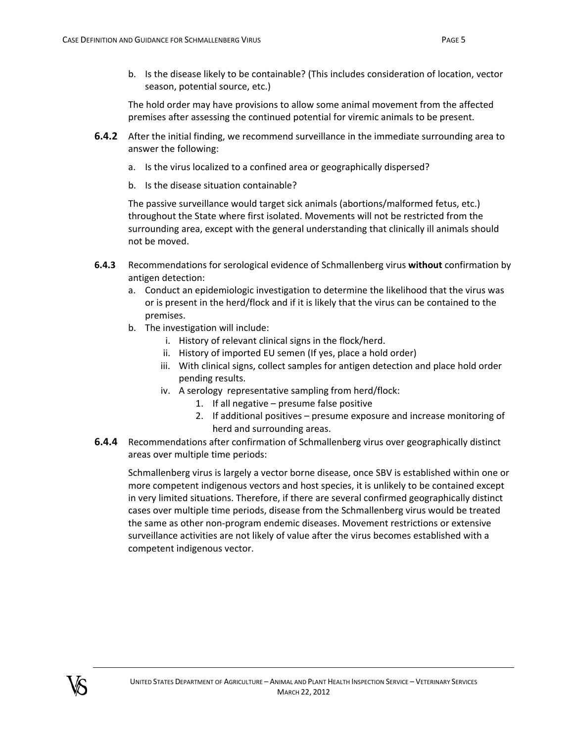b. Is the disease likely to be containable? (This includes consideration of location, vector season, potential source, etc.)

The hold order may have provisions to allow some animal movement from the affected premises after assessing the continued potential for viremic animals to be present.

**6.4.2** After the initial finding, we recommend surveillance in the immediate surrounding area to answer the following:

a. Is the virus localized to a confined area or geographically dispersed?

b. Is the disease situation containable?

The passive surveillance would target sick animals (abortions/malformed fetus, etc.) throughout the State where first isolated. Movements will not be restricted from the surrounding area, except with the general understanding that clinically ill animals should not be moved.

**6.4.3** Recommendations for serological evidence of Schmallenberg virus **without** confirmation by antigen detection:

a. Conduct an epidemiologic investigation to determine the likelihood that the virus was or is present in the herd/flock and if it is likely that the virus can be contained to the premises.
b. The investigation will include:
   i. History of relevant clinical signs in the flock/herd.
   ii. History of imported EU semen (If yes, place a hold order)
   iii. With clinical signs, collect samples for antigen detection and place hold order pending results.
   iv. A serology representative sampling from herd/flock:
      1. If all negative – presume false positive
      2. If additional positives – presume exposure and increase monitoring of herd and surrounding areas.

**6.4.4** Recommendations after confirmation of Schmallenberg virus over geographically distinct areas over multiple time periods:

Schmallenberg virus is largely a vector borne disease, once SBV is established within one or more competent indigenous vectors and host species, it is unlikely to be contained except in very limited situations. Therefore, if there are several confirmed geographically distinct cases over multiple time periods, disease from the Schmallenberg virus would be treated the same as other non-program endemic diseases. Movement restrictions or extensive surveillance activities are not likely of value after the virus becomes established with a competent indigenous vector.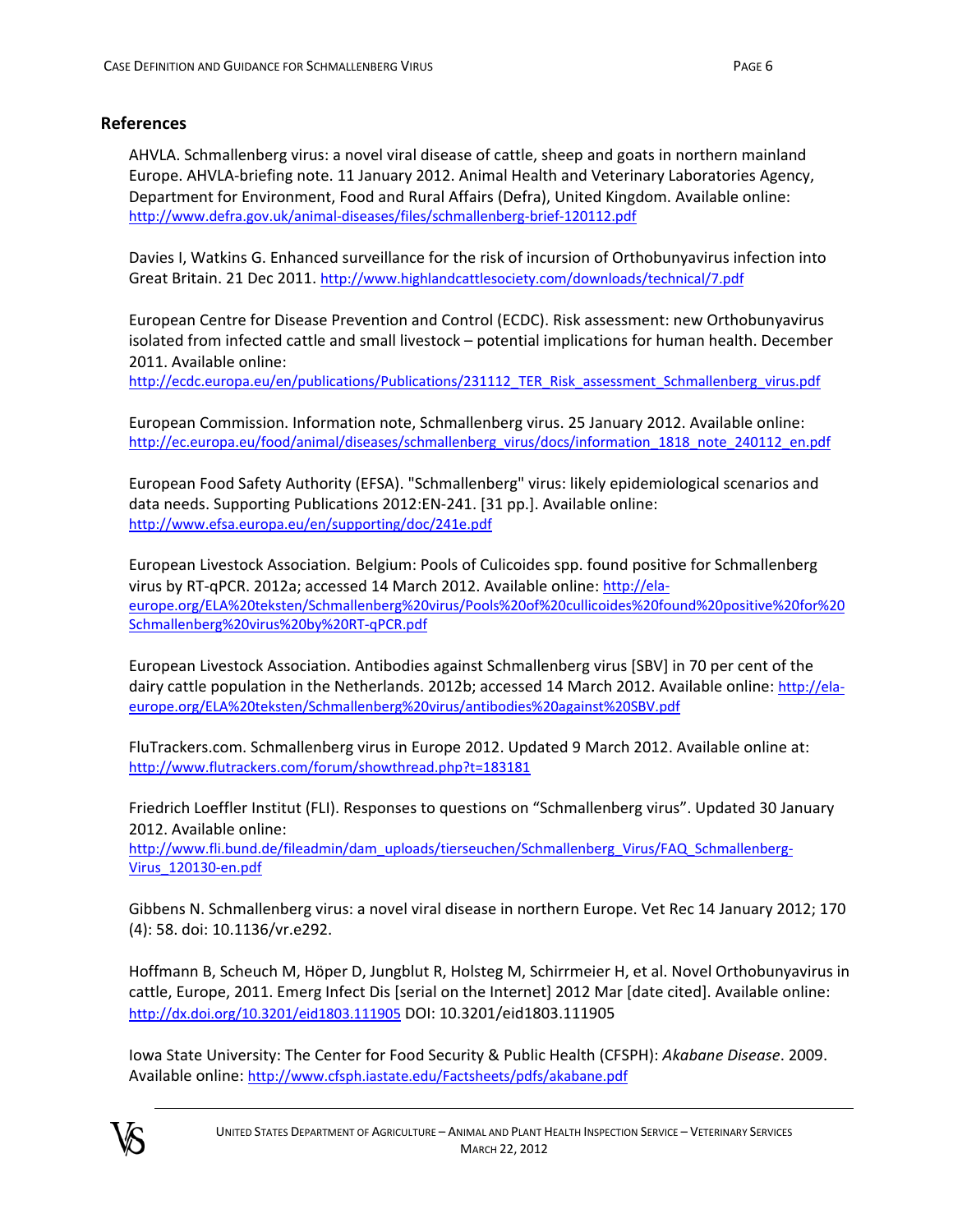## References

AHVLA. Schmallenberg virus: a novel viral disease of cattle, sheep and goats in northern mainland Europe. AHVLA-briefing note. 11 January 2012. Animal Health and Veterinary Laboratories Agency, Department for Environment, Food and Rural Affairs (Defra), United Kingdom. Available online: http://www.defra.gov.uk/animal-diseases/files/schmallenberg-brief-120112.pdf

Davies I, Watkins G. Enhanced surveillance for the risk of incursion of Orthobunyavirus infection into Great Britain. 21 Dec 2011. http://www.highlandcattlesociety.com/downloads/technical/7.pdf

European Centre for Disease Prevention and Control (ECDC). Risk assessment: new Orthobunyavirus isolated from infected cattle and small livestock – potential implications for human health. December 2011. Available online: http://ecdc.europa.eu/en/publications/Publications/231112_TER_Risk_assessment_Schmallenberg_virus.pdf

European Commission. Information note, Schmallenberg virus. 25 January 2012. Available online: http://ec.europa.eu/food/animal/diseases/schmallenberg_virus/docs/information_1818_note_240112_en.pdf

European Food Safety Authority (EFSA). "Schmallenberg" virus: likely epidemiological scenarios and data needs. Supporting Publications 2012:EN-241. [31 pp.]. Available online: http://www.efsa.europa.eu/en/supporting/doc/241e.pdf

European Livestock Association. Belgium: Pools of Culicoides spp. found positive for Schmallenberg virus by RT-qPCR. 2012a; accessed 14 March 2012. Available online: http://ela-europe.org/ELA%20teksten/Schmallenberg%20virus/Pools%20of%20cullicoides%20found%20positive%20for%20Schmallenberg%20virus%20by%20RT-qPCR.pdf

European Livestock Association. Antibodies against Schmallenberg virus [SBV] in 70 per cent of the dairy cattle population in the Netherlands. 2012b; accessed 14 March 2012. Available online: http://ela-europe.org/ELA%20teksten/Schmallenberg%20virus/antibodies%20against%20SBV.pdf

FluTrackers.com. Schmallenberg virus in Europe 2012. Updated 9 March 2012. Available online at: http://www.flutrackers.com/forum/showthread.php?t=183181

Friedrich Loeffler Institut (FLI). Responses to questions on "Schmallenberg virus". Updated 30 January 2012. Available online: http://www.fli.bund.de/fileadmin/dam_uploads/tierseuchen/Schmallenberg_Virus/FAQ_Schmallenberg-Virus_120130-en.pdf

Gibbens N. Schmallenberg virus: a novel viral disease in northern Europe. Vet Rec 14 January 2012; 170 (4): 58. doi: 10.1136/vr.e292.

Hoffmann B, Scheuch M, Höper D, Jungblut R, Holsteg M, Schirrmeier H, et al. Novel Orthobunyavirus in cattle, Europe, 2011. Emerg Infect Dis [serial on the Internet] 2012 Mar [date cited]. Available online: http://dx.doi.org/10.3201/eid1803.111905 DOI: 10.3201/eid1803.111905

Iowa State University: The Center for Food Security & Public Health (CFSPH): *Akabane Disease*. 2009. Available online: http://www.cfsph.iastate.edu/Factsheets/pdfs/akabane.pdf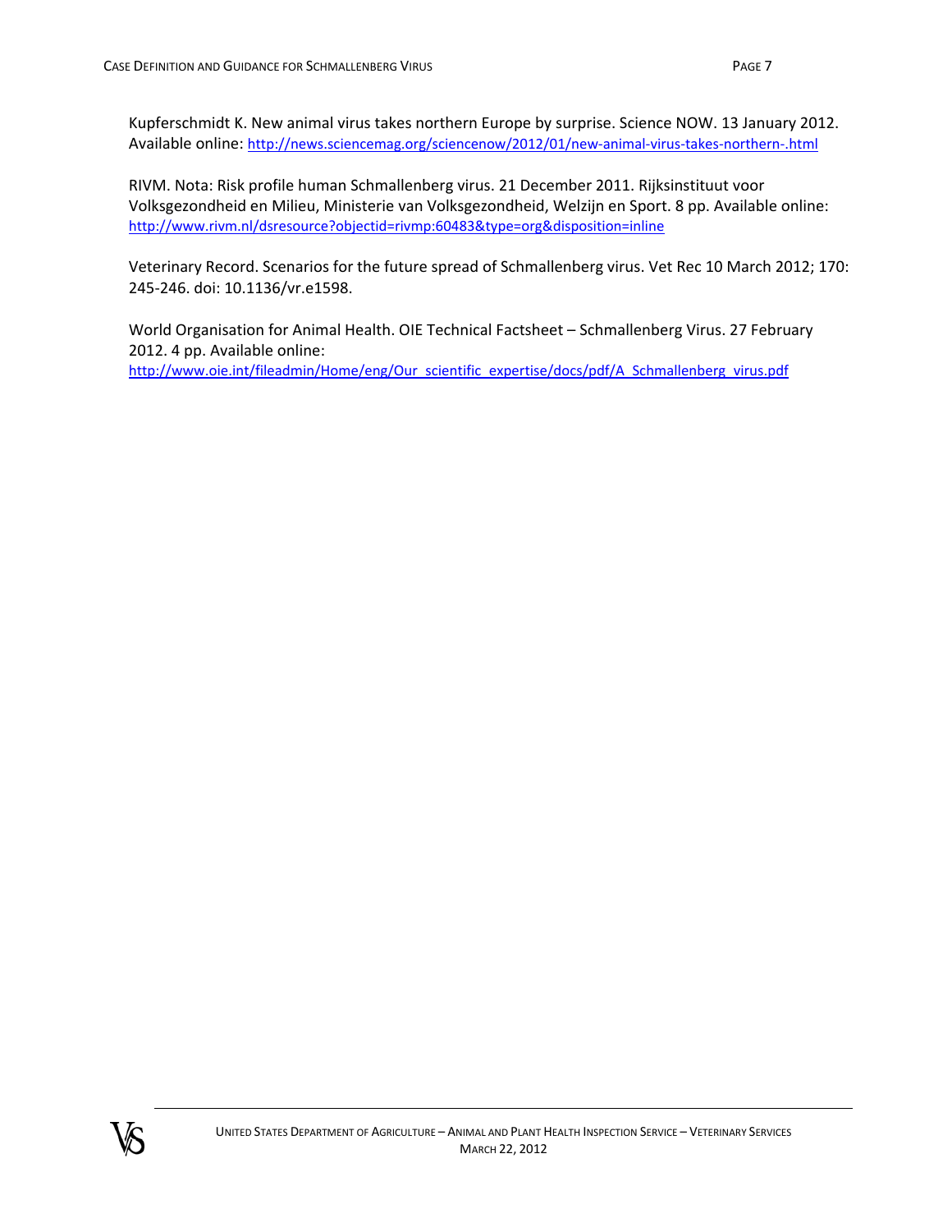Kupferschmidt K. New animal virus takes northern Europe by surprise. Science NOW. 13 January 2012. Available online: http://news.sciencemag.org/sciencenow/2012/01/new-animal-virus-takes-northern-.html

RIVM. Nota: Risk profile human Schmallenberg virus. 21 December 2011. Rijksinstituut voor Volksgezondheid en Milieu, Ministerie van Volksgezondheid, Welzijn en Sport. 8 pp. Available online: http://www.rivm.nl/dsresource?objectid=rivmp:60483&type=org&disposition=inline

Veterinary Record. Scenarios for the future spread of Schmallenberg virus. Vet Rec 10 March 2012; 170: 245-246. doi: 10.1136/vr.e1598.

World Organisation for Animal Health. OIE Technical Factsheet – Schmallenberg Virus. 27 February 2012. 4 pp. Available online: http://www.oie.int/fileadmin/Home/eng/Our_scientific_expertise/docs/pdf/A_Schmallenberg_virus.pdf